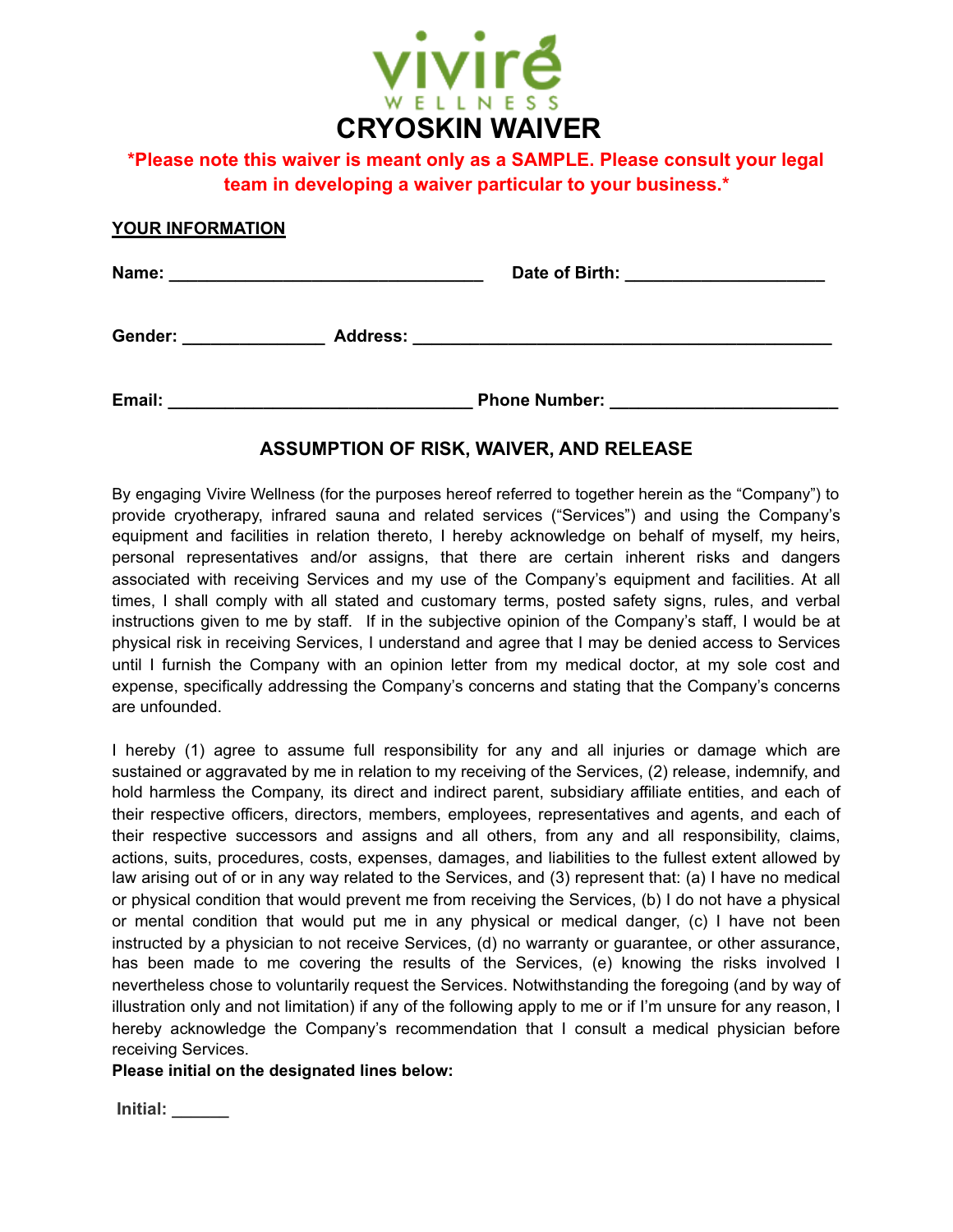vivire
WELLNESS

# CRYOSKIN WAIVER

**\*Please note this waiver is meant only as a SAMPLE. Please consult your legal team in developing a waiver particular to your business.\***

**YOUR INFORMATION**

**Name:** ________________________________ **Date of Birth:** ____________________

**Gender:** ______________ **Address:** ___________________________________________

**Email:** ______________________________ **Phone Number:** ______________________

## ASSUMPTION OF RISK, WAIVER, AND RELEASE

By engaging Vivire Wellness (for the purposes hereof referred to together herein as the "Company") to provide cryotherapy, infrared sauna and related services ("Services") and using the Company's equipment and facilities in relation thereto, I hereby acknowledge on behalf of myself, my heirs, personal representatives and/or assigns, that there are certain inherent risks and dangers associated with receiving Services and my use of the Company's equipment and facilities. At all times, I shall comply with all stated and customary terms, posted safety signs, rules, and verbal instructions given to me by staff. If in the subjective opinion of the Company's staff, I would be at physical risk in receiving Services, I understand and agree that I may be denied access to Services until I furnish the Company with an opinion letter from my medical doctor, at my sole cost and expense, specifically addressing the Company's concerns and stating that the Company's concerns are unfounded.

I hereby (1) agree to assume full responsibility for any and all injuries or damage which are sustained or aggravated by me in relation to my receiving of the Services, (2) release, indemnify, and hold harmless the Company, its direct and indirect parent, subsidiary affiliate entities, and each of their respective officers, directors, members, employees, representatives and agents, and each of their respective successors and assigns and all others, from any and all responsibility, claims, actions, suits, procedures, costs, expenses, damages, and liabilities to the fullest extent allowed by law arising out of or in any way related to the Services, and (3) represent that: (a) I have no medical or physical condition that would prevent me from receiving the Services, (b) I do not have a physical or mental condition that would put me in any physical or medical danger, (c) I have not been instructed by a physician to not receive Services, (d) no warranty or guarantee, or other assurance, has been made to me covering the results of the Services, (e) knowing the risks involved I nevertheless chose to voluntarily request the Services. Notwithstanding the foregoing (and by way of illustration only and not limitation) if any of the following apply to me or if I'm unsure for any reason, I hereby acknowledge the Company's recommendation that I consult a medical physician before receiving Services.

**Please initial on the designated lines below:**

**Initial:** ______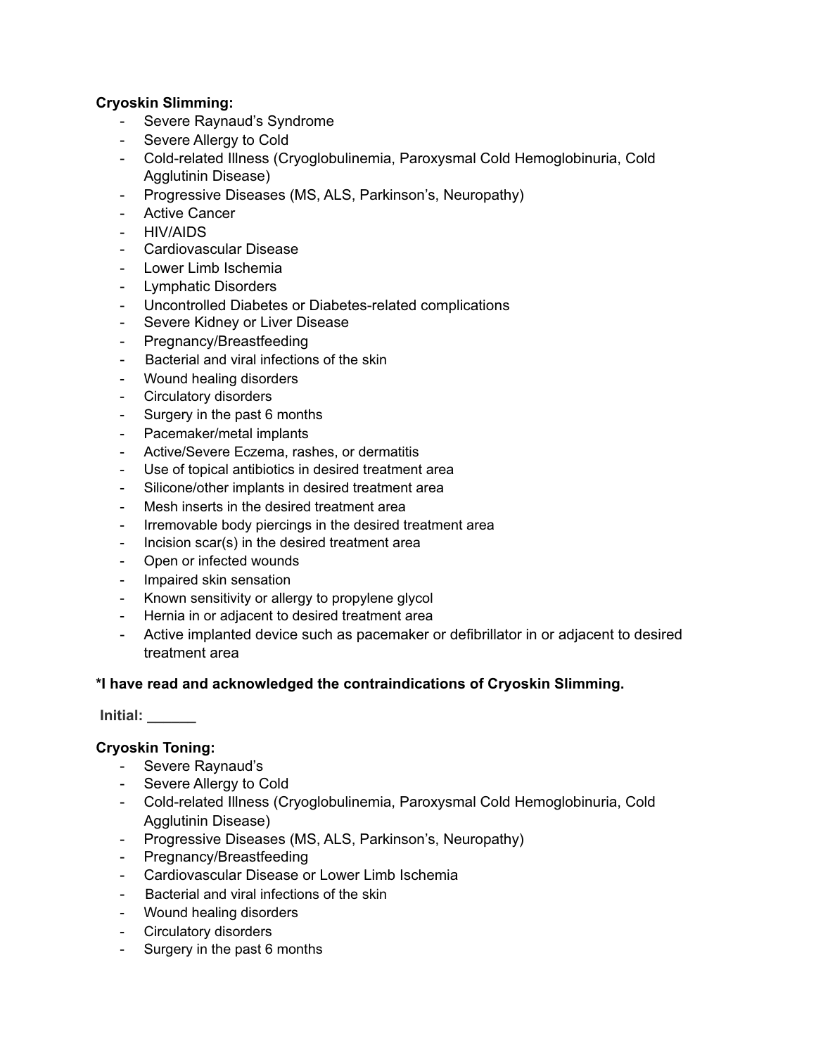**Cryoskin Slimming:**

- Severe Raynaud's Syndrome
- Severe Allergy to Cold
- Cold-related Illness (Cryoglobulinemia, Paroxysmal Cold Hemoglobinuria, Cold Agglutinin Disease)
- Progressive Diseases (MS, ALS, Parkinson's, Neuropathy)
- Active Cancer
- HIV/AIDS
- Cardiovascular Disease
- Lower Limb Ischemia
- Lymphatic Disorders
- Uncontrolled Diabetes or Diabetes-related complications
- Severe Kidney or Liver Disease
- Pregnancy/Breastfeeding
- Bacterial and viral infections of the skin
- Wound healing disorders
- Circulatory disorders
- Surgery in the past 6 months
- Pacemaker/metal implants
- Active/Severe Eczema, rashes, or dermatitis
- Use of topical antibiotics in desired treatment area
- Silicone/other implants in desired treatment area
- Mesh inserts in the desired treatment area
- Irremovable body piercings in the desired treatment area
- Incision scar(s) in the desired treatment area
- Open or infected wounds
- Impaired skin sensation
- Known sensitivity or allergy to propylene glycol
- Hernia in or adjacent to desired treatment area
- Active implanted device such as pacemaker or defibrillator in or adjacent to desired treatment area

**\*I have read and acknowledged the contraindications of Cryoskin Slimming.**

**Initial: ______**

**Cryoskin Toning:**

- Severe Raynaud's
- Severe Allergy to Cold
- Cold-related Illness (Cryoglobulinemia, Paroxysmal Cold Hemoglobinuria, Cold Agglutinin Disease)
- Progressive Diseases (MS, ALS, Parkinson's, Neuropathy)
- Pregnancy/Breastfeeding
- Cardiovascular Disease or Lower Limb Ischemia
- Bacterial and viral infections of the skin
- Wound healing disorders
- Circulatory disorders
- Surgery in the past 6 months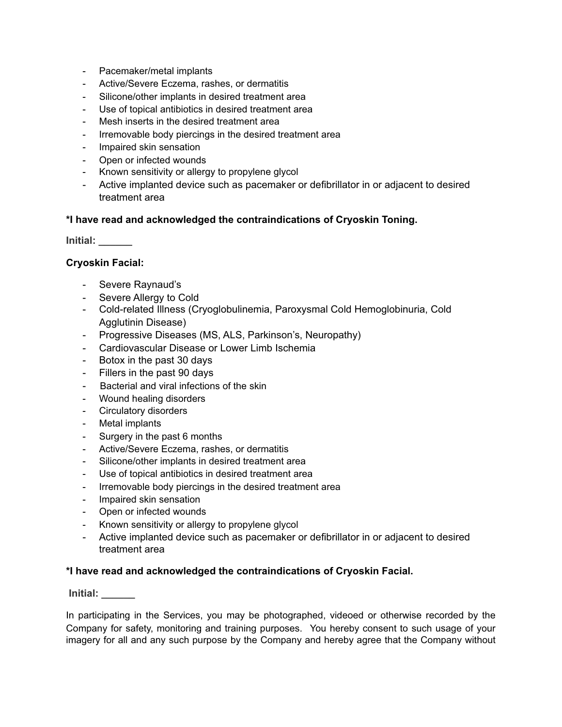- Pacemaker/metal implants
- Active/Severe Eczema, rashes, or dermatitis
- Silicone/other implants in desired treatment area
- Use of topical antibiotics in desired treatment area
- Mesh inserts in the desired treatment area
- Irremovable body piercings in the desired treatment area
- Impaired skin sensation
- Open or infected wounds
- Known sensitivity or allergy to propylene glycol
- Active implanted device such as pacemaker or defibrillator in or adjacent to desired treatment area

**\*I have read and acknowledged the contraindications of Cryoskin Toning.**

**Initial: ______**

**Cryoskin Facial:**

- Severe Raynaud's
- Severe Allergy to Cold
- Cold-related Illness (Cryoglobulinemia, Paroxysmal Cold Hemoglobinuria, Cold Agglutinin Disease)
- Progressive Diseases (MS, ALS, Parkinson's, Neuropathy)
- Cardiovascular Disease or Lower Limb Ischemia
- Botox in the past 30 days
- Fillers in the past 90 days
- Bacterial and viral infections of the skin
- Wound healing disorders
- Circulatory disorders
- Metal implants
- Surgery in the past 6 months
- Active/Severe Eczema, rashes, or dermatitis
- Silicone/other implants in desired treatment area
- Use of topical antibiotics in desired treatment area
- Irremovable body piercings in the desired treatment area
- Impaired skin sensation
- Open or infected wounds
- Known sensitivity or allergy to propylene glycol
- Active implanted device such as pacemaker or defibrillator in or adjacent to desired treatment area

**\*I have read and acknowledged the contraindications of Cryoskin Facial.**

**Initial: ______**

In participating in the Services, you may be photographed, videoed or otherwise recorded by the Company for safety, monitoring and training purposes. You hereby consent to such usage of your imagery for all and any such purpose by the Company and hereby agree that the Company without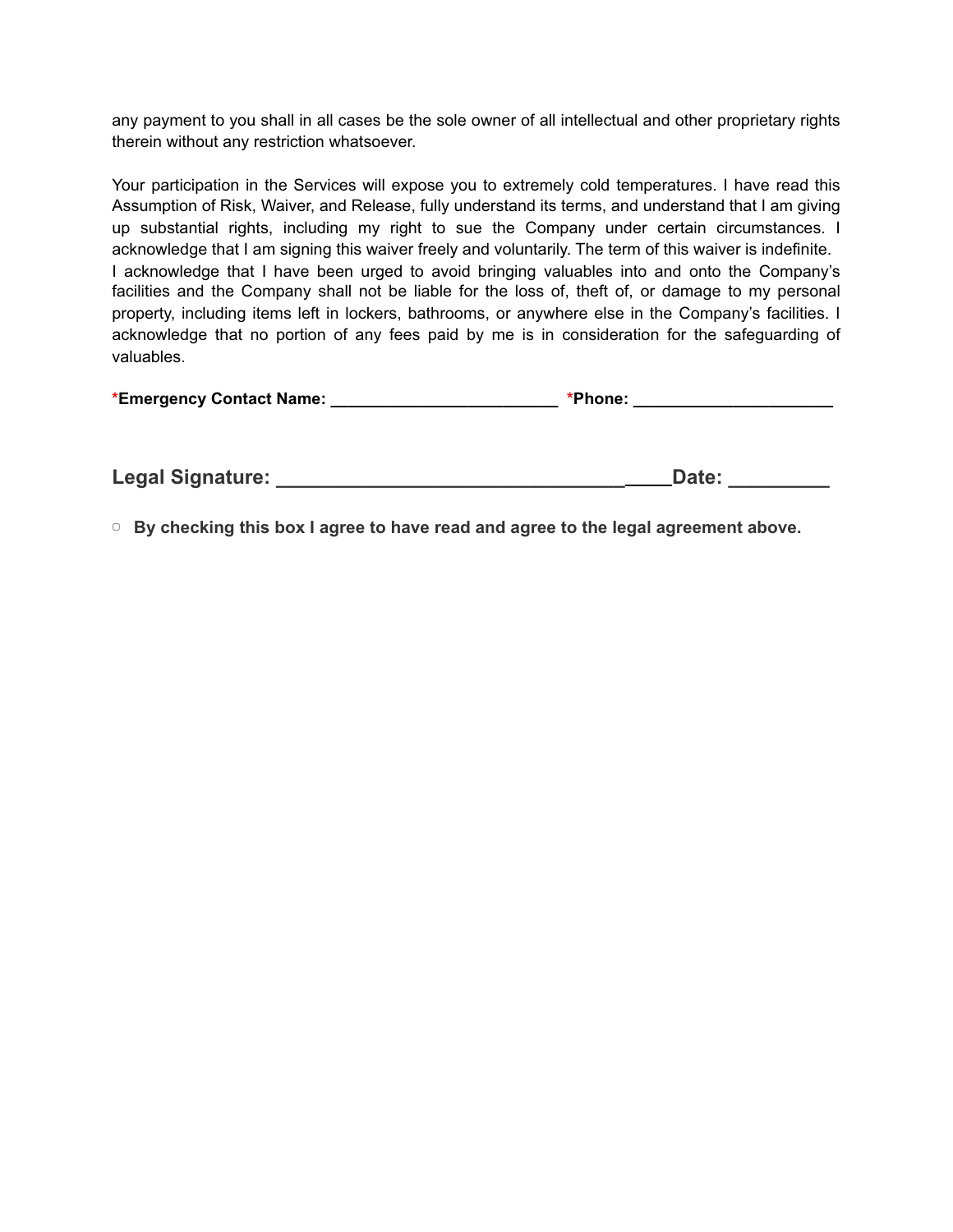any payment to you shall in all cases be the sole owner of all intellectual and other proprietary rights therein without any restriction whatsoever.

Your participation in the Services will expose you to extremely cold temperatures. I have read this Assumption of Risk, Waiver, and Release, fully understand its terms, and understand that I am giving up substantial rights, including my right to sue the Company under certain circumstances. I acknowledge that I am signing this waiver freely and voluntarily. The term of this waiver is indefinite.
I acknowledge that I have been urged to avoid bringing valuables into and onto the Company's facilities and the Company shall not be liable for the loss of, theft of, or damage to my personal property, including items left in lockers, bathrooms, or anywhere else in the Company's facilities. I acknowledge that no portion of any fees paid by me is in consideration for the safeguarding of valuables.

***Emergency Contact Name: _________________________** ***Phone: _____________________**

**Legal Signature: _________________________________Date: _________**

▢ **By checking this box I agree to have read and agree to the legal agreement above.**